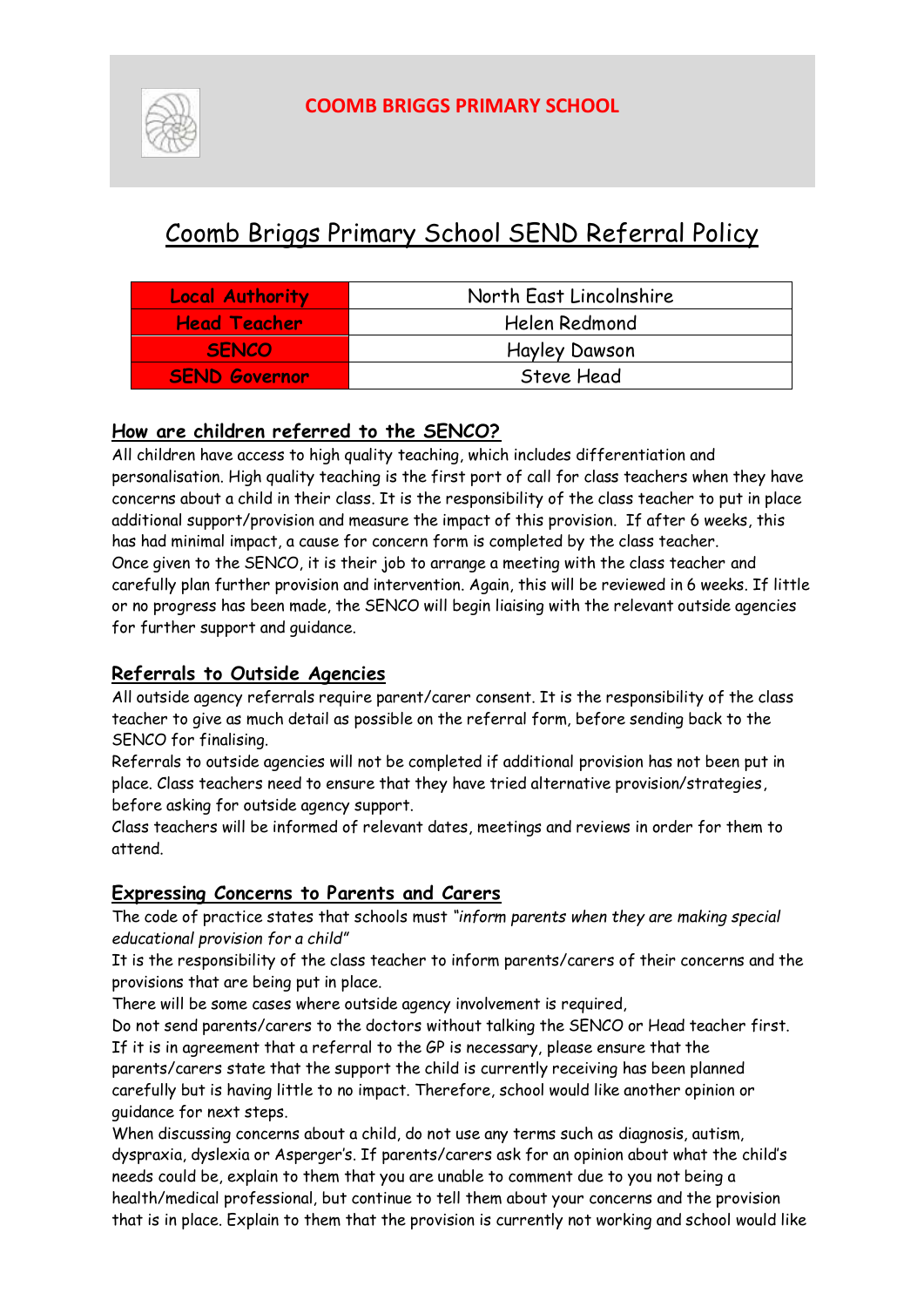**COOMB BRIGGS PRIMARY SCHOOL**

# Coomb Briggs Primary School SEND Referral Policy

| | |
|---|---|
| Local Authority | North East Lincolnshire |
| Head Teacher | Helen Redmond |
| SENCO | Hayley Dawson |
| SEND Governor | Steve Head |

## How are children referred to the SENCO?

All children have access to high quality teaching, which includes differentiation and personalisation. High quality teaching is the first port of call for class teachers when they have concerns about a child in their class. It is the responsibility of the class teacher to put in place additional support/provision and measure the impact of this provision. If after 6 weeks, this has had minimal impact, a cause for concern form is completed by the class teacher.
Once given to the SENCO, it is their job to arrange a meeting with the class teacher and carefully plan further provision and intervention. Again, this will be reviewed in 6 weeks. If little or no progress has been made, the SENCO will begin liaising with the relevant outside agencies for further support and guidance.

## Referrals to Outside Agencies

All outside agency referrals require parent/carer consent. It is the responsibility of the class teacher to give as much detail as possible on the referral form, before sending back to the SENCO for finalising.
Referrals to outside agencies will not be completed if additional provision has not been put in place. Class teachers need to ensure that they have tried alternative provision/strategies, before asking for outside agency support.
Class teachers will be informed of relevant dates, meetings and reviews in order for them to attend.

## Expressing Concerns to Parents and Carers

The code of practice states that schools must *"inform parents when they are making special educational provision for a child"*
It is the responsibility of the class teacher to inform parents/carers of their concerns and the provisions that are being put in place.
There will be some cases where outside agency involvement is required,
Do not send parents/carers to the doctors without talking the SENCO or Head teacher first. If it is in agreement that a referral to the GP is necessary, please ensure that the parents/carers state that the support the child is currently receiving has been planned carefully but is having little to no impact. Therefore, school would like another opinion or guidance for next steps.
When discussing concerns about a child, do not use any terms such as diagnosis, autism, dyspraxia, dyslexia or Asperger's. If parents/carers ask for an opinion about what the child's needs could be, explain to them that you are unable to comment due to you not being a health/medical professional, but continue to tell them about your concerns and the provision that is in place. Explain to them that the provision is currently not working and school would like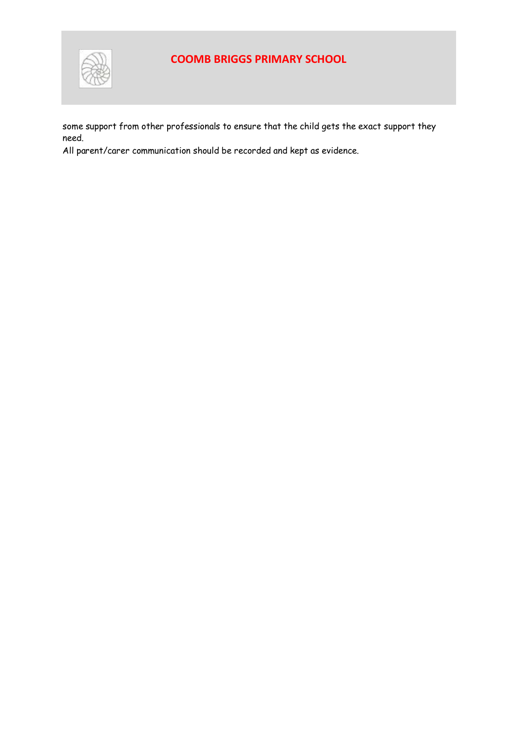some support from other professionals to ensure that the child gets the exact support they need.

All parent/carer communication should be recorded and kept as evidence.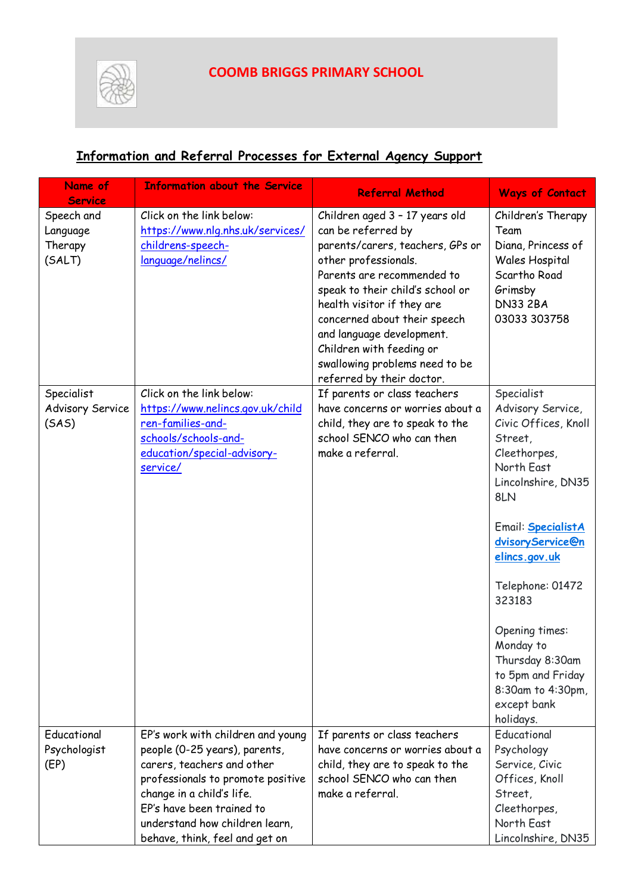# COOMB BRIGGS PRIMARY SCHOOL

## Information and Referral Processes for External Agency Support

| Name of Service | Information about the Service | Referral Method | Ways of Contact |
|---|---|---|---|
| Speech and Language Therapy (SALT) | Click on the link below: https://www.nlg.nhs.uk/services/childrens-speech-language/nelincs/ | Children aged 3 – 17 years old can be referred by parents/carers, teachers, GPs or other professionals. Parents are recommended to speak to their child's school or health visitor if they are concerned about their speech and language development. Children with feeding or swallowing problems need to be referred by their doctor. | Children's Therapy Team Diana, Princess of Wales Hospital Scartho Road Grimsby DN33 2BA 03033 303758 |
| Specialist Advisory Service (SAS) | Click on the link below: https://www.nelincs.gov.uk/children-families-and-schools/schools-and-education/special-advisory-service/ | If parents or class teachers have concerns or worries about a child, they are to speak to the school SENCO who can then make a referral. | Specialist Advisory Service, Civic Offices, Knoll Street, Cleethorpes, North East Lincolnshire, DN35 8LN<br><br>Email: SpecialistAdvisoryService@nelincs.gov.uk<br><br>Telephone: 01472 323183<br><br>Opening times: Monday to Thursday 8:30am to 5pm and Friday 8:30am to 4:30pm, except bank holidays. |
| Educational Psychologist (EP) | EP's work with children and young people (0-25 years), parents, carers, teachers and other professionals to promote positive change in a child's life. EP's have been trained to understand how children learn, behave, think, feel and get on | If parents or class teachers have concerns or worries about a child, they are to speak to the school SENCO who can then make a referral. | Educational Psychology Service, Civic Offices, Knoll Street, Cleethorpes, North East Lincolnshire, DN35 |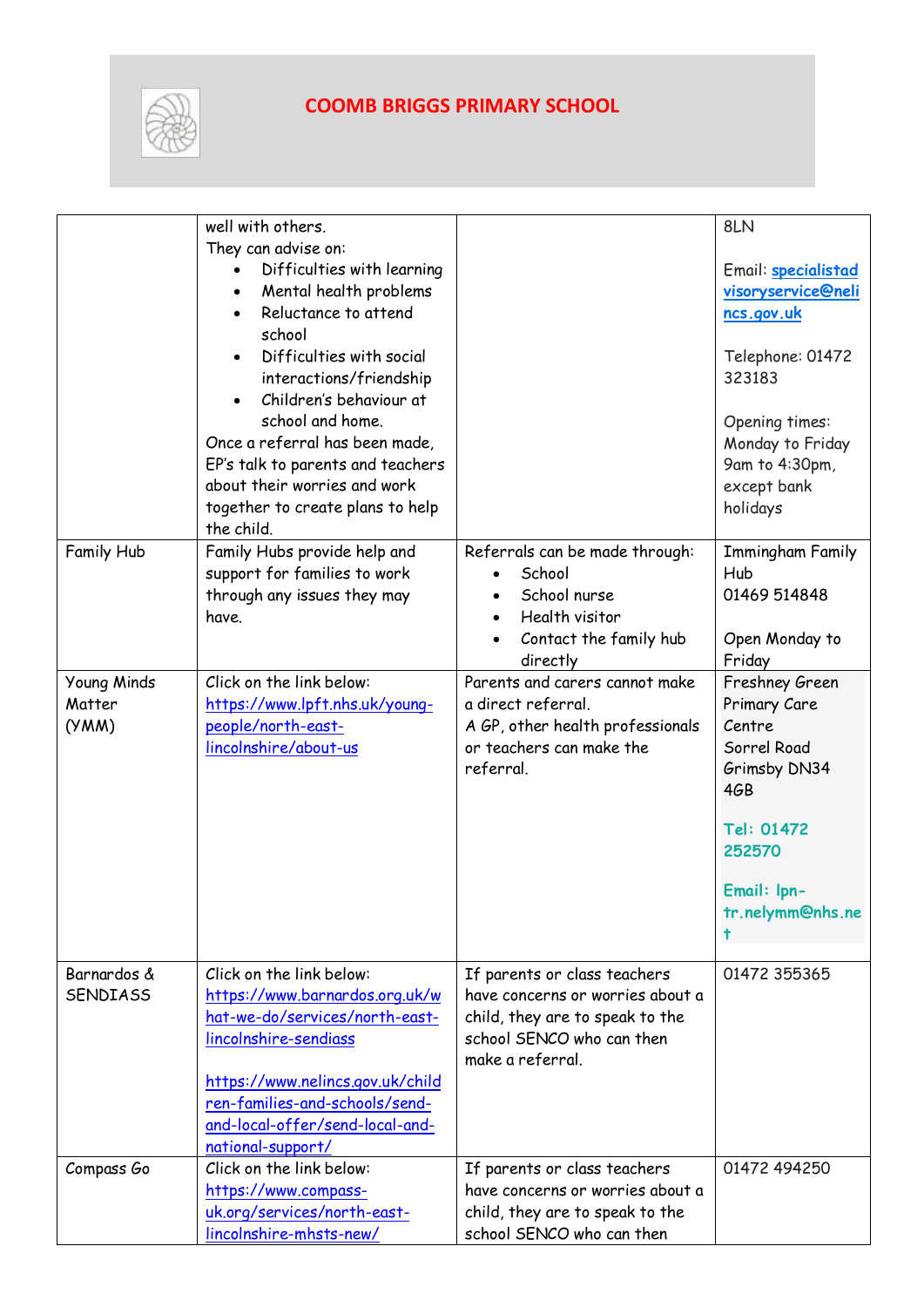# COOMB BRIGGS PRIMARY SCHOOL

| | | | |
|---|---|---|---|
| | well with others.<br>They can advise on:<br>• Difficulties with learning<br>• Mental health problems<br>• Reluctance to attend school<br>• Difficulties with social interactions/friendship<br>• Children's behaviour at school and home.<br>Once a referral has been made, EP's talk to parents and teachers about their worries and work together to create plans to help the child. | | 8LN<br><br>Email: specialistadvisoryservice@nelincs.gov.uk<br><br>Telephone: 01472 323183<br><br>Opening times: Monday to Friday 9am to 4:30pm, except bank holidays |
| Family Hub | Family Hubs provide help and support for families to work through any issues they may have. | Referrals can be made through:<br>• School<br>• School nurse<br>• Health visitor<br>• Contact the family hub directly | Immingham Family Hub<br>01469 514848<br><br>Open Monday to Friday |
| Young Minds Matter (YMM) | Click on the link below:<br>https://www.lpft.nhs.uk/young-people/north-east-lincolnshire/about-us | Parents and carers cannot make a direct referral.<br>A GP, other health professionals or teachers can make the referral. | Freshney Green Primary Care Centre<br>Sorrel Road<br>Grimsby DN34 4GB<br><br>**Tel: 01472 252570**<br><br>**Email: lpn-tr.nelymm@nhs.net** |
| Barnardos & SENDIASS | Click on the link below:<br>https://www.barnardos.org.uk/what-we-do/services/north-east-lincolnshire-sendiass<br><br>https://www.nelincs.gov.uk/children-families-and-schools/send-and-local-offer/send-local-and-national-support/ | If parents or class teachers have concerns or worries about a child, they are to speak to the school SENCO who can then make a referral. | 01472 355365 |
| Compass Go | Click on the link below:<br>https://www.compass-uk.org/services/north-east-lincolnshire-mhsts-new/ | If parents or class teachers have concerns or worries about a child, they are to speak to the school SENCO who can then | 01472 494250 |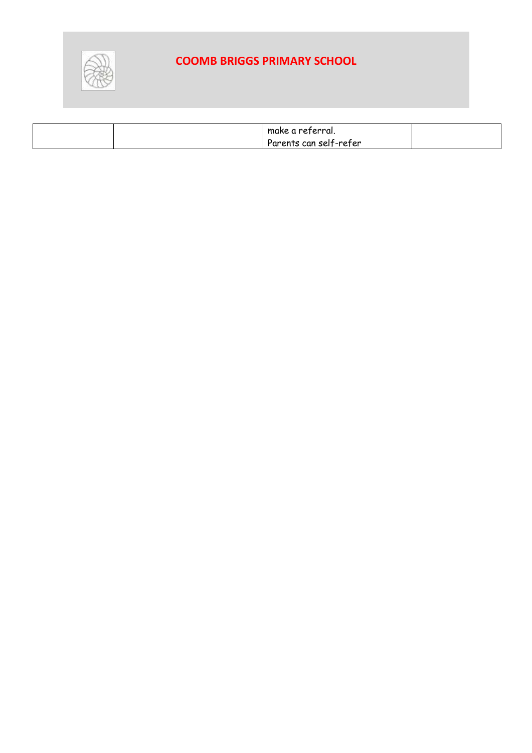| | | make a referral.<br>Parents can self-refer | |
|---|---|---|---|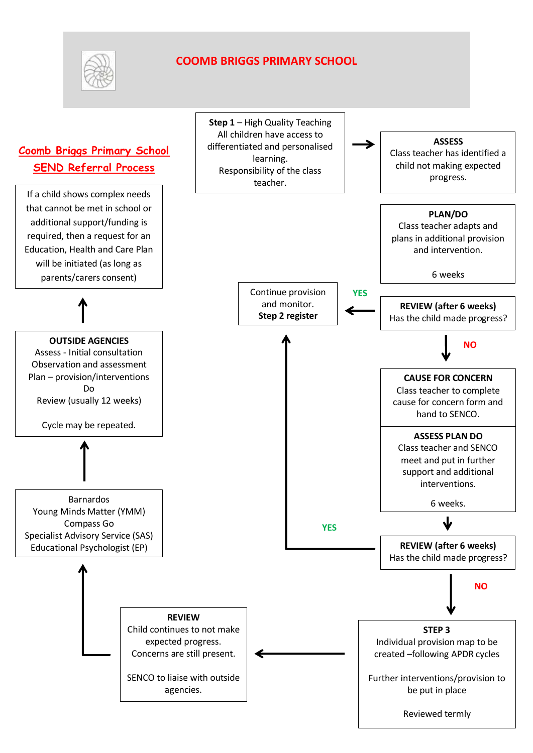# COOMB BRIGGS PRIMARY SCHOOL

## Coomb Briggs Primary School SEND Referral Process

**Step 1** – High Quality Teaching
All children have access to differentiated and personalised learning.
Responsibility of the class teacher.

**ASSESS**
Class teacher has identified a child not making expected progress.

**PLAN/DO**
Class teacher adapts and plans in additional provision and intervention.

6 weeks

**REVIEW (after 6 weeks)**
Has the child made progress?

YES

Continue provision and monitor.
**Step 2 register**

NO

**CAUSE FOR CONCERN**
Class teacher to complete cause for concern form and hand to SENCO.

**ASSESS PLAN DO**
Class teacher and SENCO meet and put in further support and additional interventions.

6 weeks.

**REVIEW (after 6 weeks)**
Has the child made progress?

YES

NO

**STEP 3**
Individual provision map to be created –following APDR cycles

Further interventions/provision to be put in place

Reviewed termly

**REVIEW**
Child continues to not make expected progress.
Concerns are still present.

SENCO to liaise with outside agencies.

Barnardos
Young Minds Matter (YMM)
Compass Go
Specialist Advisory Service (SAS)
Educational Psychologist (EP)

**OUTSIDE AGENCIES**
Assess - Initial consultation
Observation and assessment
Plan – provision/interventions
Do
Review (usually 12 weeks)

Cycle may be repeated.

If a child shows complex needs that cannot be met in school or additional support/funding is required, then a request for an Education, Health and Care Plan will be initiated (as long as parents/carers consent)